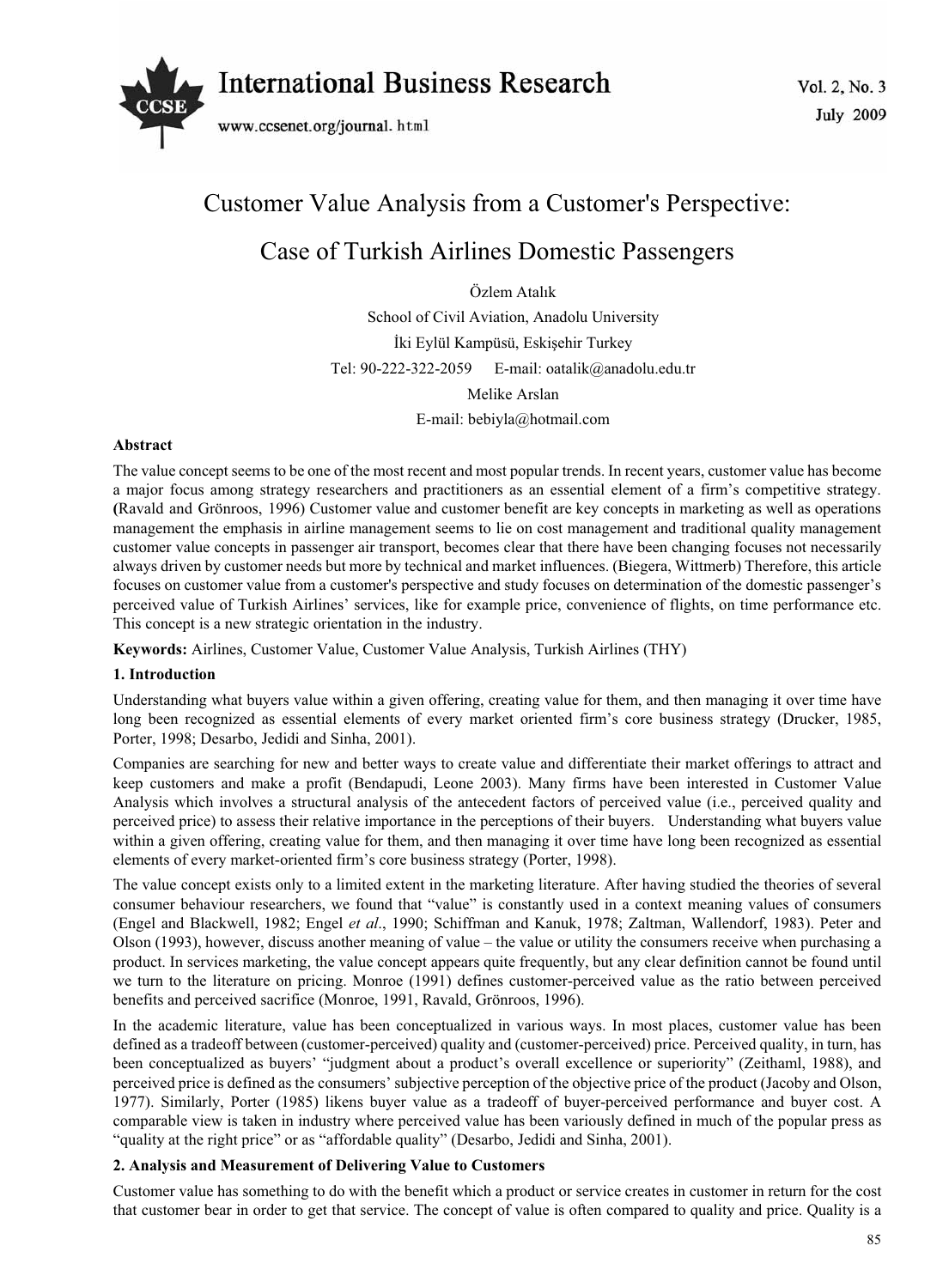# Customer Value Analysis from a Customer's Perspective: Case of Turkish Airlines Domestic Passengers

Özlem Atalık

School of Civil Aviation, Anadolu University

İki Eylül Kampüsü, Eskişehir Turkey

Tel: 90-222-322-2059 E-mail: oatalik@anadolu.edu.tr

Melike Arslan

E-mail: bebiyla@hotmail.com

**Abstract**

The value concept seems to be one of the most recent and most popular trends. In recent years, customer value has become a major focus among strategy researchers and practitioners as an essential element of a firm's competitive strategy. **(**Ravald and Grönroos, 1996) Customer value and customer benefit are key concepts in marketing as well as operations management the emphasis in airline management seems to lie on cost management and traditional quality management customer value concepts in passenger air transport, becomes clear that there have been changing focuses not necessarily always driven by customer needs but more by technical and market influences. (Biegera, Wittmerb) Therefore, this article focuses on customer value from a customer's perspective and study focuses on determination of the domestic passenger's perceived value of Turkish Airlines' services, like for example price, convenience of flights, on time performance etc. This concept is a new strategic orientation in the industry.

**Keywords:** Airlines, Customer Value, Customer Value Analysis, Turkish Airlines (THY)

## 1. Introduction

Understanding what buyers value within a given offering, creating value for them, and then managing it over time have long been recognized as essential elements of every market oriented firm's core business strategy (Drucker, 1985, Porter, 1998; Desarbo, Jedidi and Sinha, 2001).

Companies are searching for new and better ways to create value and differentiate their market offerings to attract and keep customers and make a profit (Bendapudi, Leone 2003). Many firms have been interested in Customer Value Analysis which involves a structural analysis of the antecedent factors of perceived value (i.e., perceived quality and perceived price) to assess their relative importance in the perceptions of their buyers. Understanding what buyers value within a given offering, creating value for them, and then managing it over time have long been recognized as essential elements of every market-oriented firm's core business strategy (Porter, 1998).

The value concept exists only to a limited extent in the marketing literature. After having studied the theories of several consumer behaviour researchers, we found that "value" is constantly used in a context meaning values of consumers (Engel and Blackwell, 1982; Engel *et al*., 1990; Schiffman and Kanuk, 1978; Zaltman, Wallendorf, 1983). Peter and Olson (1993), however, discuss another meaning of value – the value or utility the consumers receive when purchasing a product. In services marketing, the value concept appears quite frequently, but any clear definition cannot be found until we turn to the literature on pricing. Monroe (1991) defines customer-perceived value as the ratio between perceived benefits and perceived sacrifice (Monroe, 1991, Ravald, Grönroos, 1996).

In the academic literature, value has been conceptualized in various ways. In most places, customer value has been defined as a tradeoff between (customer-perceived) quality and (customer-perceived) price. Perceived quality, in turn, has been conceptualized as buyers' "judgment about a product's overall excellence or superiority" (Zeithaml, 1988), and perceived price is defined as the consumers' subjective perception of the objective price of the product (Jacoby and Olson, 1977). Similarly, Porter (1985) likens buyer value as a tradeoff of buyer-perceived performance and buyer cost. A comparable view is taken in industry where perceived value has been variously defined in much of the popular press as "quality at the right price" or as "affordable quality" (Desarbo, Jedidi and Sinha, 2001).

## 2. Analysis and Measurement of Delivering Value to Customers

Customer value has something to do with the benefit which a product or service creates in customer in return for the cost that customer bear in order to get that service. The concept of value is often compared to quality and price. Quality is a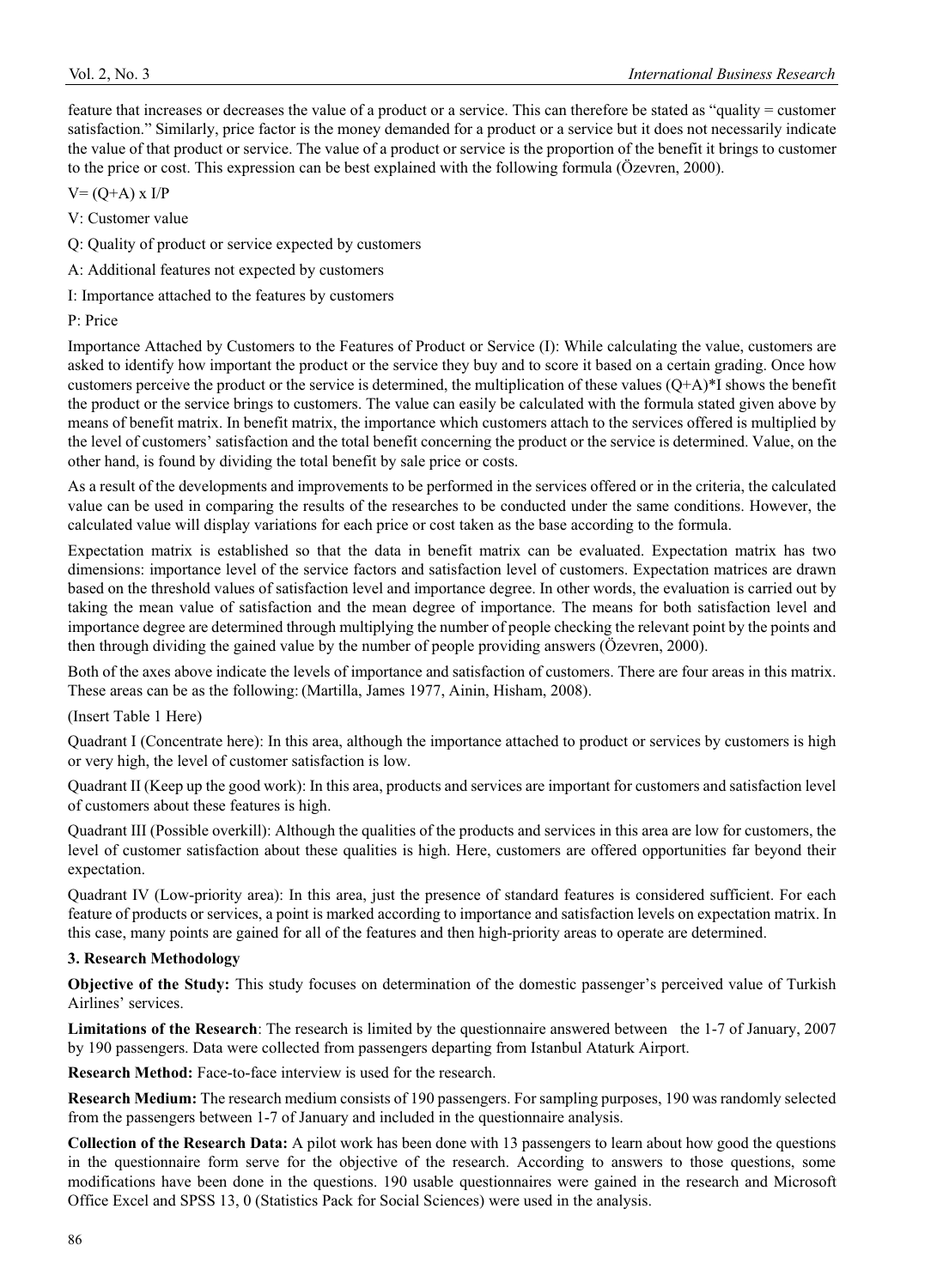feature that increases or decreases the value of a product or a service. This can therefore be stated as "quality = customer satisfaction." Similarly, price factor is the money demanded for a product or a service but it does not necessarily indicate the value of that product or service. The value of a product or service is the proportion of the benefit it brings to customer to the price or cost. This expression can be best explained with the following formula (Özevren, 2000).

$V= (Q+A) \times I/P$

V: Customer value

Q: Quality of product or service expected by customers

A: Additional features not expected by customers

I: Importance attached to the features by customers

P: Price

Importance Attached by Customers to the Features of Product or Service (I): While calculating the value, customers are asked to identify how important the product or the service they buy and to score it based on a certain grading. Once how customers perceive the product or the service is determined, the multiplication of these values $(Q+A)*I$ shows the benefit the product or the service brings to customers. The value can easily be calculated with the formula stated given above by means of benefit matrix. In benefit matrix, the importance which customers attach to the services offered is multiplied by the level of customers' satisfaction and the total benefit concerning the product or the service is determined. Value, on the other hand, is found by dividing the total benefit by sale price or costs.

As a result of the developments and improvements to be performed in the services offered or in the criteria, the calculated value can be used in comparing the results of the researches to be conducted under the same conditions. However, the calculated value will display variations for each price or cost taken as the base according to the formula.

Expectation matrix is established so that the data in benefit matrix can be evaluated. Expectation matrix has two dimensions: importance level of the service factors and satisfaction level of customers. Expectation matrices are drawn based on the threshold values of satisfaction level and importance degree. In other words, the evaluation is carried out by taking the mean value of satisfaction and the mean degree of importance. The means for both satisfaction level and importance degree are determined through multiplying the number of people checking the relevant point by the points and then through dividing the gained value by the number of people providing answers (Özevren, 2000).

Both of the axes above indicate the levels of importance and satisfaction of customers. There are four areas in this matrix. These areas can be as the following: (Martilla, James 1977, Ainin, Hisham, 2008).

(Insert Table 1 Here)

Quadrant I (Concentrate here): In this area, although the importance attached to product or services by customers is high or very high, the level of customer satisfaction is low.

Quadrant II (Keep up the good work): In this area, products and services are important for customers and satisfaction level of customers about these features is high.

Quadrant III (Possible overkill): Although the qualities of the products and services in this area are low for customers, the level of customer satisfaction about these qualities is high. Here, customers are offered opportunities far beyond their expectation.

Quadrant IV (Low-priority area): In this area, just the presence of standard features is considered sufficient. For each feature of products or services, a point is marked according to importance and satisfaction levels on expectation matrix. In this case, many points are gained for all of the features and then high-priority areas to operate are determined.

## 3. Research Methodology

**Objective of the Study:** This study focuses on determination of the domestic passenger's perceived value of Turkish Airlines' services.

**Limitations of the Research**: The research is limited by the questionnaire answered between the 1-7 of January, 2007 by 190 passengers. Data were collected from passengers departing from Istanbul Ataturk Airport.

**Research Method:** Face-to-face interview is used for the research.

**Research Medium:** The research medium consists of 190 passengers. For sampling purposes, 190 was randomly selected from the passengers between 1-7 of January and included in the questionnaire analysis.

**Collection of the Research Data:** A pilot work has been done with 13 passengers to learn about how good the questions in the questionnaire form serve for the objective of the research. According to answers to those questions, some modifications have been done in the questions. 190 usable questionnaires were gained in the research and Microsoft Office Excel and SPSS 13, 0 (Statistics Pack for Social Sciences) were used in the analysis.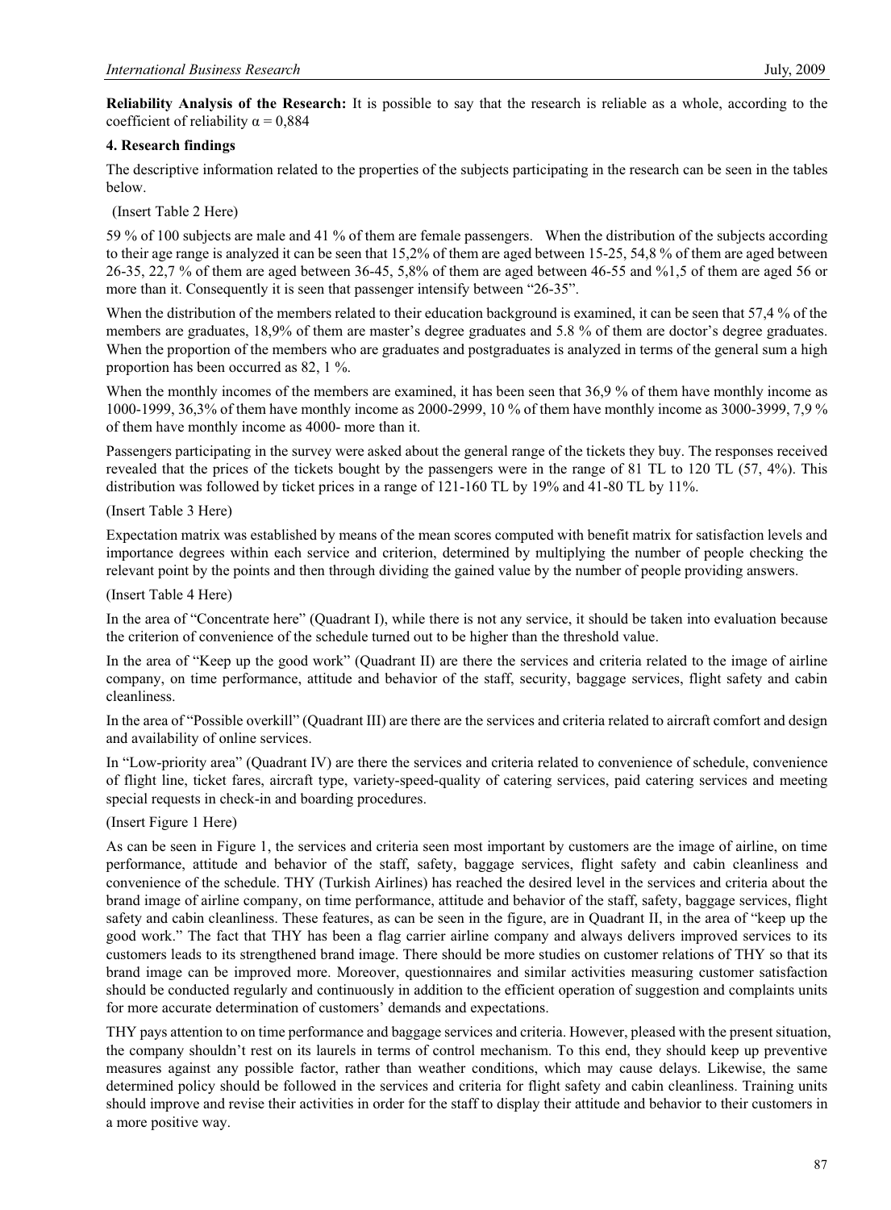**Reliability Analysis of the Research:** It is possible to say that the research is reliable as a whole, according to the coefficient of reliability α = 0,884

## 4. Research findings

The descriptive information related to the properties of the subjects participating in the research can be seen in the tables below.

(Insert Table 2 Here)

59 % of 100 subjects are male and 41 % of them are female passengers. When the distribution of the subjects according to their age range is analyzed it can be seen that 15,2% of them are aged between 15-25, 54,8 % of them are aged between 26-35, 22,7 % of them are aged between 36-45, 5,8% of them are aged between 46-55 and %1,5 of them are aged 56 or more than it. Consequently it is seen that passenger intensify between "26-35".

When the distribution of the members related to their education background is examined, it can be seen that 57,4 % of the members are graduates, 18,9% of them are master's degree graduates and 5.8 % of them are doctor's degree graduates. When the proportion of the members who are graduates and postgraduates is analyzed in terms of the general sum a high proportion has been occurred as 82, 1 %.

When the monthly incomes of the members are examined, it has been seen that 36,9 % of them have monthly income as 1000-1999, 36,3% of them have monthly income as 2000-2999, 10 % of them have monthly income as 3000-3999, 7,9 % of them have monthly income as 4000- more than it.

Passengers participating in the survey were asked about the general range of the tickets they buy. The responses received revealed that the prices of the tickets bought by the passengers were in the range of 81 TL to 120 TL (57, 4%). This distribution was followed by ticket prices in a range of 121-160 TL by 19% and 41-80 TL by 11%.

(Insert Table 3 Here)

Expectation matrix was established by means of the mean scores computed with benefit matrix for satisfaction levels and importance degrees within each service and criterion, determined by multiplying the number of people checking the relevant point by the points and then through dividing the gained value by the number of people providing answers.

(Insert Table 4 Here)

In the area of "Concentrate here" (Quadrant I), while there is not any service, it should be taken into evaluation because the criterion of convenience of the schedule turned out to be higher than the threshold value.

In the area of "Keep up the good work" (Quadrant II) are there the services and criteria related to the image of airline company, on time performance, attitude and behavior of the staff, security, baggage services, flight safety and cabin cleanliness.

In the area of "Possible overkill" (Quadrant III) are there are the services and criteria related to aircraft comfort and design and availability of online services.

In "Low-priority area" (Quadrant IV) are there the services and criteria related to convenience of schedule, convenience of flight line, ticket fares, aircraft type, variety-speed-quality of catering services, paid catering services and meeting special requests in check-in and boarding procedures.

(Insert Figure 1 Here)

As can be seen in Figure 1, the services and criteria seen most important by customers are the image of airline, on time performance, attitude and behavior of the staff, safety, baggage services, flight safety and cabin cleanliness and convenience of the schedule. THY (Turkish Airlines) has reached the desired level in the services and criteria about the brand image of airline company, on time performance, attitude and behavior of the staff, safety, baggage services, flight safety and cabin cleanliness. These features, as can be seen in the figure, are in Quadrant II, in the area of "keep up the good work." The fact that THY has been a flag carrier airline company and always delivers improved services to its customers leads to its strengthened brand image. There should be more studies on customer relations of THY so that its brand image can be improved more. Moreover, questionnaires and similar activities measuring customer satisfaction should be conducted regularly and continuously in addition to the efficient operation of suggestion and complaints units for more accurate determination of customers' demands and expectations.

THY pays attention to on time performance and baggage services and criteria. However, pleased with the present situation, the company shouldn't rest on its laurels in terms of control mechanism. To this end, they should keep up preventive measures against any possible factor, rather than weather conditions, which may cause delays. Likewise, the same determined policy should be followed in the services and criteria for flight safety and cabin cleanliness. Training units should improve and revise their activities in order for the staff to display their attitude and behavior to their customers in a more positive way.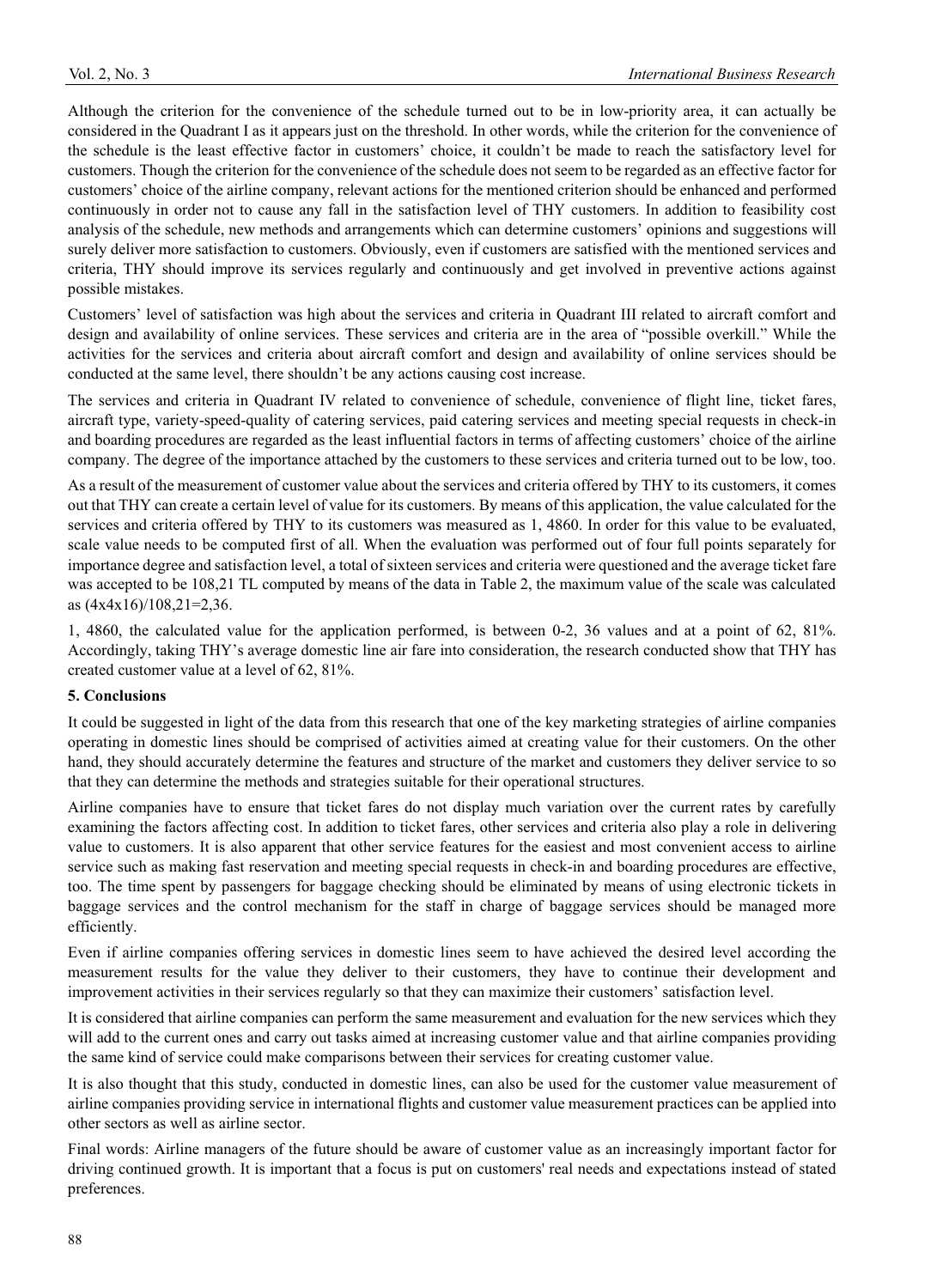Although the criterion for the convenience of the schedule turned out to be in low-priority area, it can actually be considered in the Quadrant I as it appears just on the threshold. In other words, while the criterion for the convenience of the schedule is the least effective factor in customers' choice, it couldn't be made to reach the satisfactory level for customers. Though the criterion for the convenience of the schedule does not seem to be regarded as an effective factor for customers' choice of the airline company, relevant actions for the mentioned criterion should be enhanced and performed continuously in order not to cause any fall in the satisfaction level of THY customers. In addition to feasibility cost analysis of the schedule, new methods and arrangements which can determine customers' opinions and suggestions will surely deliver more satisfaction to customers. Obviously, even if customers are satisfied with the mentioned services and criteria, THY should improve its services regularly and continuously and get involved in preventive actions against possible mistakes.

Customers' level of satisfaction was high about the services and criteria in Quadrant III related to aircraft comfort and design and availability of online services. These services and criteria are in the area of "possible overkill." While the activities for the services and criteria about aircraft comfort and design and availability of online services should be conducted at the same level, there shouldn't be any actions causing cost increase.

The services and criteria in Quadrant IV related to convenience of schedule, convenience of flight line, ticket fares, aircraft type, variety-speed-quality of catering services, paid catering services and meeting special requests in check-in and boarding procedures are regarded as the least influential factors in terms of affecting customers' choice of the airline company. The degree of the importance attached by the customers to these services and criteria turned out to be low, too.

As a result of the measurement of customer value about the services and criteria offered by THY to its customers, it comes out that THY can create a certain level of value for its customers. By means of this application, the value calculated for the services and criteria offered by THY to its customers was measured as 1, 4860. In order for this value to be evaluated, scale value needs to be computed first of all. When the evaluation was performed out of four full points separately for importance degree and satisfaction level, a total of sixteen services and criteria were questioned and the average ticket fare was accepted to be 108,21 TL computed by means of the data in Table 2, the maximum value of the scale was calculated as (4x4x16)/108,21=2,36.

1, 4860, the calculated value for the application performed, is between 0-2, 36 values and at a point of 62, 81%. Accordingly, taking THY's average domestic line air fare into consideration, the research conducted show that THY has created customer value at a level of 62, 81%.

## 5. Conclusions

It could be suggested in light of the data from this research that one of the key marketing strategies of airline companies operating in domestic lines should be comprised of activities aimed at creating value for their customers. On the other hand, they should accurately determine the features and structure of the market and customers they deliver service to so that they can determine the methods and strategies suitable for their operational structures.

Airline companies have to ensure that ticket fares do not display much variation over the current rates by carefully examining the factors affecting cost. In addition to ticket fares, other services and criteria also play a role in delivering value to customers. It is also apparent that other service features for the easiest and most convenient access to airline service such as making fast reservation and meeting special requests in check-in and boarding procedures are effective, too. The time spent by passengers for baggage checking should be eliminated by means of using electronic tickets in baggage services and the control mechanism for the staff in charge of baggage services should be managed more efficiently.

Even if airline companies offering services in domestic lines seem to have achieved the desired level according the measurement results for the value they deliver to their customers, they have to continue their development and improvement activities in their services regularly so that they can maximize their customers' satisfaction level.

It is considered that airline companies can perform the same measurement and evaluation for the new services which they will add to the current ones and carry out tasks aimed at increasing customer value and that airline companies providing the same kind of service could make comparisons between their services for creating customer value.

It is also thought that this study, conducted in domestic lines, can also be used for the customer value measurement of airline companies providing service in international flights and customer value measurement practices can be applied into other sectors as well as airline sector.

Final words: Airline managers of the future should be aware of customer value as an increasingly important factor for driving continued growth. It is important that a focus is put on customers' real needs and expectations instead of stated preferences.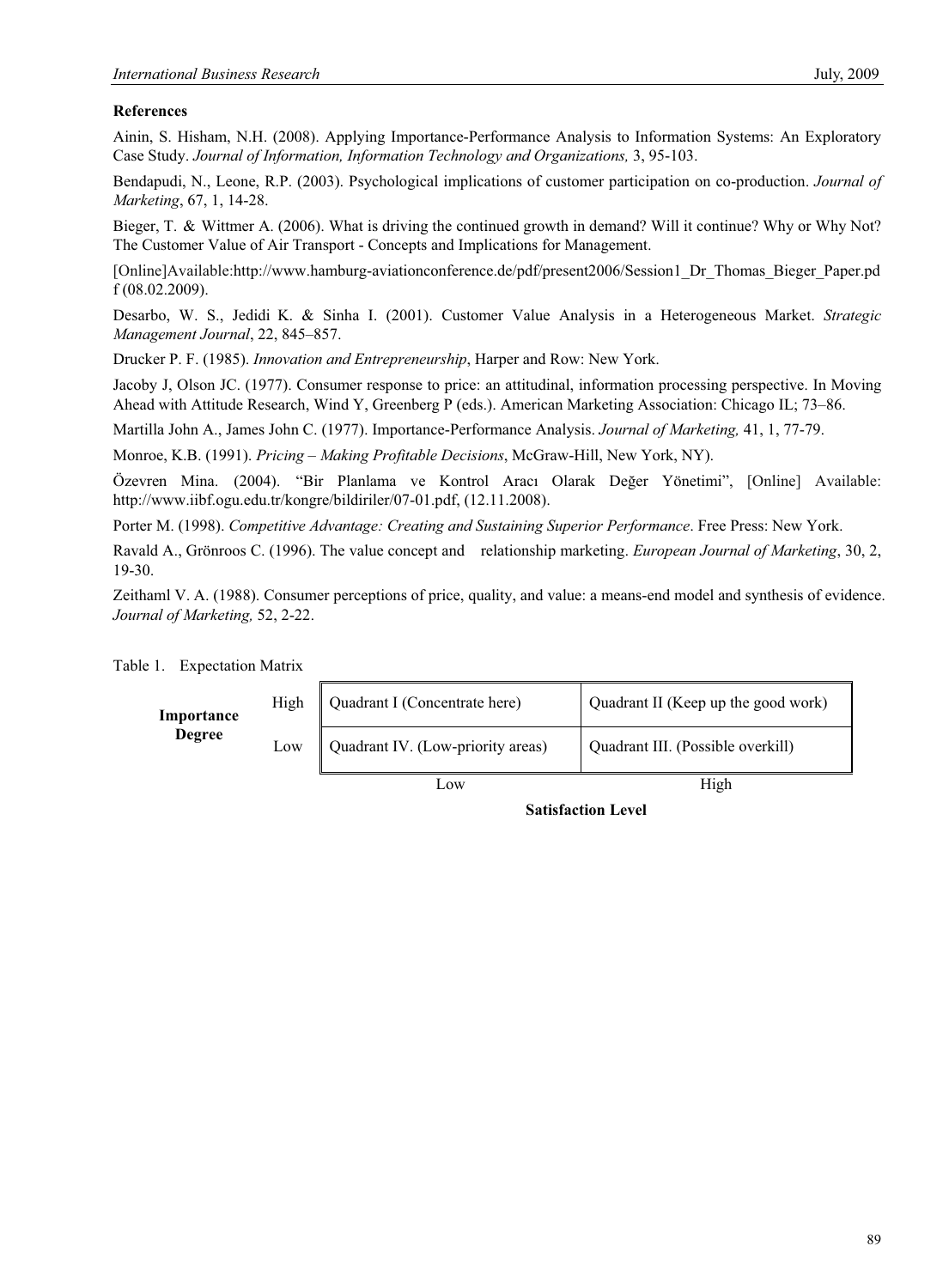**References**

Ainin, S. Hisham, N.H. (2008). Applying Importance-Performance Analysis to Information Systems: An Exploratory Case Study. *Journal of Information, Information Technology and Organizations,* 3, 95-103.

Bendapudi, N., Leone, R.P. (2003). Psychological implications of customer participation on co-production. *Journal of Marketing*, 67, 1, 14-28.

Bieger, T. & Wittmer A. (2006). What is driving the continued growth in demand? Will it continue? Why or Why Not? The Customer Value of Air Transport - Concepts and Implications for Management.

[Online]Available:http://www.hamburg-aviationconference.de/pdf/present2006/Session1_Dr_Thomas_Bieger_Paper.pdf (08.02.2009).

Desarbo, W. S., Jedidi K. & Sinha I. (2001). Customer Value Analysis in a Heterogeneous Market. *Strategic Management Journal*, 22, 845–857.

Drucker P. F. (1985). *Innovation and Entrepreneurship*, Harper and Row: New York.

Jacoby J, Olson JC. (1977). Consumer response to price: an attitudinal, information processing perspective. In Moving Ahead with Attitude Research, Wind Y, Greenberg P (eds.). American Marketing Association: Chicago IL; 73–86.

Martilla John A., James John C. (1977). Importance-Performance Analysis. *Journal of Marketing,* 41, 1, 77-79.

Monroe, K.B. (1991). *Pricing – Making Profitable Decisions*, McGraw-Hill, New York, NY).

Özevren Mina. (2004). "Bir Planlama ve Kontrol Aracı Olarak Değer Yönetimi", [Online] Available: http://www.iibf.ogu.edu.tr/kongre/bildiriler/07-01.pdf, (12.11.2008).

Porter M. (1998). *Competitive Advantage: Creating and Sustaining Superior Performance*. Free Press: New York.

Ravald A., Grönroos C. (1996). The value concept and relationship marketing. *European Journal of Marketing*, 30, 2, 19-30.

Zeithaml V. A. (1988). Consumer perceptions of price, quality, and value: a means-end model and synthesis of evidence. *Journal of Marketing,* 52, 2-22.

Table 1. Expectation Matrix

| Importance Degree | | Satisfaction Level: Low | Satisfaction Level: High |
|---|---|---|---|
| | High | Quadrant I (Concentrate here) | Quadrant II (Keep up the good work) |
| | Low | Quadrant IV. (Low-priority areas) | Quadrant III. (Possible overkill) |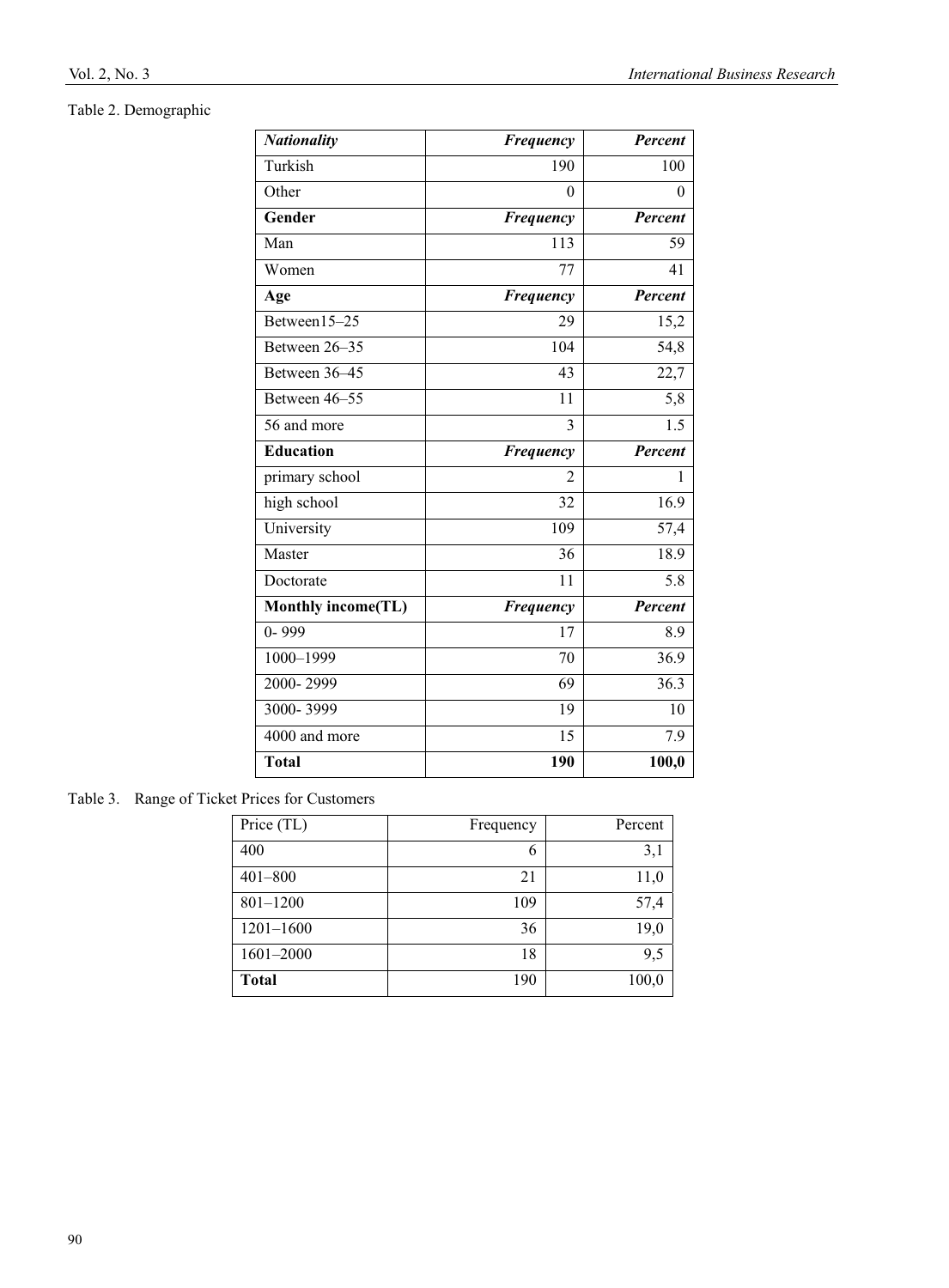Table 2. Demographic

| ***Nationality*** | ***Frequency*** | ***Percent*** |
|---|---|---|
| Turkish | 190 | 100 |
| Other | 0 | 0 |
| **Gender** | ***Frequency*** | ***Percent*** |
| Man | 113 | 59 |
| Women | 77 | 41 |
| **Age** | ***Frequency*** | ***Percent*** |
| Between15–25 | 29 | 15,2 |
| Between 26–35 | 104 | 54,8 |
| Between 36–45 | 43 | 22,7 |
| Between 46–55 | 11 | 5,8 |
| 56 and more | 3 | 1.5 |
| **Education** | ***Frequency*** | ***Percent*** |
| primary school | 2 | 1 |
| high school | 32 | 16.9 |
| University | 109 | 57,4 |
| Master | 36 | 18.9 |
| Doctorate | 11 | 5.8 |
| **Monthly income(TL)** | ***Frequency*** | ***Percent*** |
| 0- 999 | 17 | 8.9 |
| 1000–1999 | 70 | 36.9 |
| 2000- 2999 | 69 | 36.3 |
| 3000- 3999 | 19 | 10 |
| 4000 and more | 15 | 7.9 |
| **Total** | **190** | **100,0** |

Table 3. Range of Ticket Prices for Customers

| Price (TL) | Frequency | Percent |
|---|---|---|
| 400 | 6 | 3,1 |
| 401–800 | 21 | 11,0 |
| 801–1200 | 109 | 57,4 |
| 1201–1600 | 36 | 19,0 |
| 1601–2000 | 18 | 9,5 |
| **Total** | 190 | 100,0 |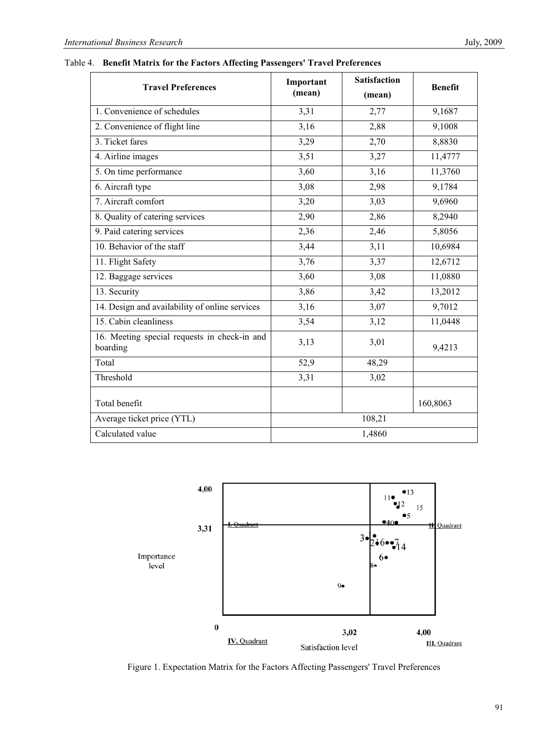Table 4. **Benefit Matrix for the Factors Affecting Passengers' Travel Preferences**

| Travel Preferences | Important (mean) | Satisfaction (mean) | Benefit |
|---|---|---|---|
| 1. Convenience of schedules | 3,31 | 2,77 | 9,1687 |
| 2. Convenience of flight line | 3,16 | 2,88 | 9,1008 |
| 3. Ticket fares | 3,29 | 2,70 | 8,8830 |
| 4. Airline images | 3,51 | 3,27 | 11,4777 |
| 5. On time performance | 3,60 | 3,16 | 11,3760 |
| 6. Aircraft type | 3,08 | 2,98 | 9,1784 |
| 7. Aircraft comfort | 3,20 | 3,03 | 9,6960 |
| 8. Quality of catering services | 2,90 | 2,86 | 8,2940 |
| 9. Paid catering services | 2,36 | 2,46 | 5,8056 |
| 10. Behavior of the staff | 3,44 | 3,11 | 10,6984 |
| 11. Flight Safety | 3,76 | 3,37 | 12,6712 |
| 12. Baggage services | 3,60 | 3,08 | 11,0880 |
| 13. Security | 3,86 | 3,42 | 13,2012 |
| 14. Design and availability of online services | 3,16 | 3,07 | 9,7012 |
| 15. Cabin cleanliness | 3,54 | 3,12 | 11,0448 |
| 16. Meeting special requests in check-in and boarding | 3,13 | 3,01 | 9,4213 |
| Total | 52,9 | 48,29 | |
| Threshold | 3,31 | 3,02 | |
| Total benefit | | | 160,8063 |
| Average ticket price (YTL) | 108,21 | | |
| Calculated value | 1,4860 | | |

4,00
3,31
0
Importance level
I. Quadrant
II. Quadrant
III. Quadrant
IV. Quadrant
3,02
4,00
Satisfaction level
13 11 12 15 5 4 10 3 1 2 16 7 14 6 8 9

Figure 1. Expectation Matrix for the Factors Affecting Passengers' Travel Preferences